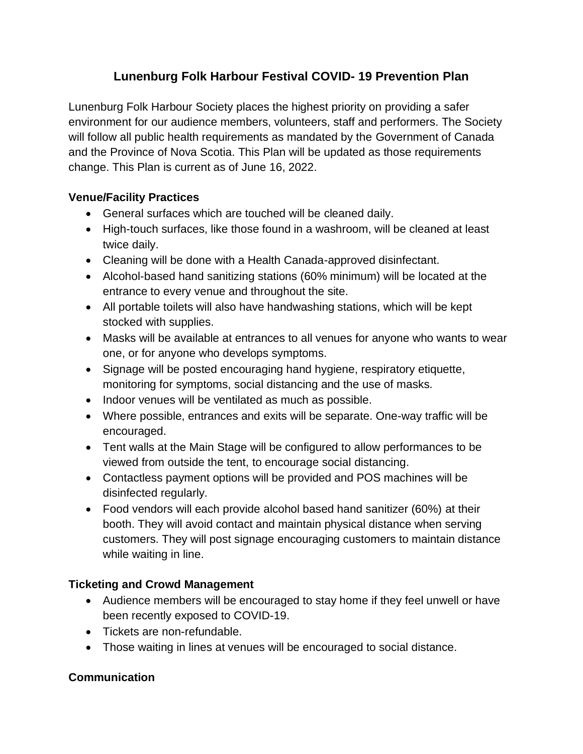# Lunenburg Folk Harbour Festival COVID- 19 Prevention Plan

Lunenburg Folk Harbour Society places the highest priority on providing a safer environment for our audience members, volunteers, staff and performers. The Society will follow all public health requirements as mandated by the Government of Canada and the Province of Nova Scotia. This Plan will be updated as those requirements change. This Plan is current as of June 16, 2022.

## Venue/Facility Practices

- General surfaces which are touched will be cleaned daily.
- High-touch surfaces, like those found in a washroom, will be cleaned at least twice daily.
- Cleaning will be done with a Health Canada-approved disinfectant.
- Alcohol-based hand sanitizing stations (60% minimum) will be located at the entrance to every venue and throughout the site.
- All portable toilets will also have handwashing stations, which will be kept stocked with supplies.
- Masks will be available at entrances to all venues for anyone who wants to wear one, or for anyone who develops symptoms.
- Signage will be posted encouraging hand hygiene, respiratory etiquette, monitoring for symptoms, social distancing and the use of masks.
- Indoor venues will be ventilated as much as possible.
- Where possible, entrances and exits will be separate. One-way traffic will be encouraged.
- Tent walls at the Main Stage will be configured to allow performances to be viewed from outside the tent, to encourage social distancing.
- Contactless payment options will be provided and POS machines will be disinfected regularly.
- Food vendors will each provide alcohol based hand sanitizer (60%) at their booth. They will avoid contact and maintain physical distance when serving customers. They will post signage encouraging customers to maintain distance while waiting in line.

## Ticketing and Crowd Management

- Audience members will be encouraged to stay home if they feel unwell or have been recently exposed to COVID-19.
- Tickets are non-refundable.
- Those waiting in lines at venues will be encouraged to social distance.

## Communication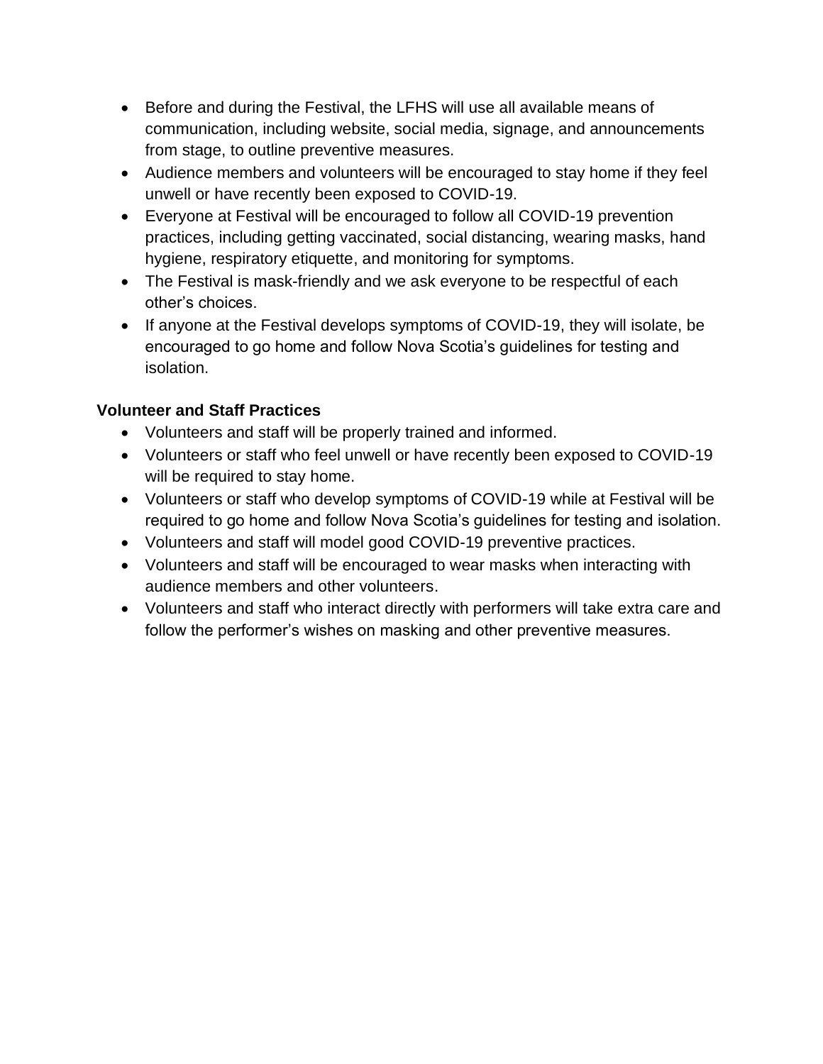- Before and during the Festival, the LFHS will use all available means of communication, including website, social media, signage, and announcements from stage, to outline preventive measures.
- Audience members and volunteers will be encouraged to stay home if they feel unwell or have recently been exposed to COVID-19.
- Everyone at Festival will be encouraged to follow all COVID-19 prevention practices, including getting vaccinated, social distancing, wearing masks, hand hygiene, respiratory etiquette, and monitoring for symptoms.
- The Festival is mask-friendly and we ask everyone to be respectful of each other's choices.
- If anyone at the Festival develops symptoms of COVID-19, they will isolate, be encouraged to go home and follow Nova Scotia's guidelines for testing and isolation.

**Volunteer and Staff Practices**

- Volunteers and staff will be properly trained and informed.
- Volunteers or staff who feel unwell or have recently been exposed to COVID-19 will be required to stay home.
- Volunteers or staff who develop symptoms of COVID-19 while at Festival will be required to go home and follow Nova Scotia's guidelines for testing and isolation.
- Volunteers and staff will model good COVID-19 preventive practices.
- Volunteers and staff will be encouraged to wear masks when interacting with audience members and other volunteers.
- Volunteers and staff who interact directly with performers will take extra care and follow the performer's wishes on masking and other preventive measures.